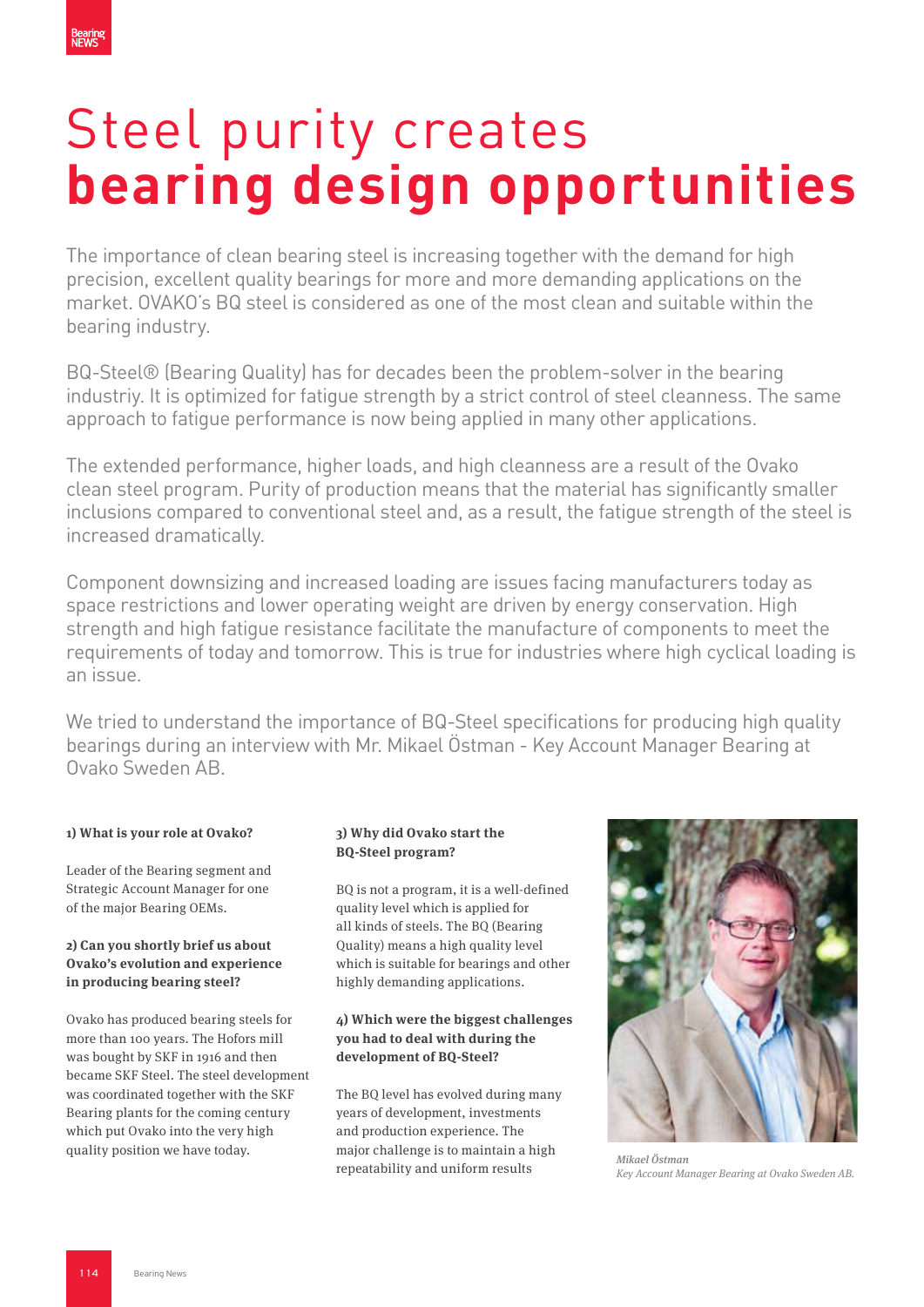# Steel purity creates **bearing design opportunities**

The importance of clean bearing steel is increasing together with the demand for high precision, excellent quality bearings for more and more demanding applications on the market. OVAKO's BQ steel is considered as one of the most clean and suitable within the bearing industry.

BQ-Steel® (Bearing Quality) has for decades been the problem-solver in the bearing industriy. It is optimized for fatigue strength by a strict control of steel cleanness. The same approach to fatigue performance is now being applied in many other applications.

The extended performance, higher loads, and high cleanness are a result of the Ovako clean steel program. Purity of production means that the material has significantly smaller inclusions compared to conventional steel and, as a result, the fatigue strength of the steel is increased dramatically.

Component downsizing and increased loading are issues facing manufacturers today as space restrictions and lower operating weight are driven by energy conservation. High strength and high fatigue resistance facilitate the manufacture of components to meet the requirements of today and tomorrow. This is true for industries where high cyclical loading is an issue.

We tried to understand the importance of BQ-Steel specifications for producing high quality bearings during an interview with Mr. Mikael Östman - Key Account Manager Bearing at Ovako Sweden AB.

**1) What is your role at Ovako?**

Leader of the Bearing segment and Strategic Account Manager for one of the major Bearing OEMs.

**2) Can you shortly brief us about Ovako's evolution and experience in producing bearing steel?**

Ovako has produced bearing steels for more than 100 years. The Hofors mill was bought by SKF in 1916 and then became SKF Steel. The steel development was coordinated together with the SKF Bearing plants for the coming century which put Ovako into the very high quality position we have today.

**3) Why did Ovako start the BQ-Steel program?**

BQ is not a program, it is a well-defined quality level which is applied for all kinds of steels. The BQ (Bearing Quality) means a high quality level which is suitable for bearings and other highly demanding applications.

**4) Which were the biggest challenges you had to deal with during the development of BQ-Steel?**

The BQ level has evolved during many years of development, investments and production experience. The major challenge is to maintain a high repeatability and uniform results

*Mikael Östman*
*Key Account Manager Bearing at Ovako Sweden AB.*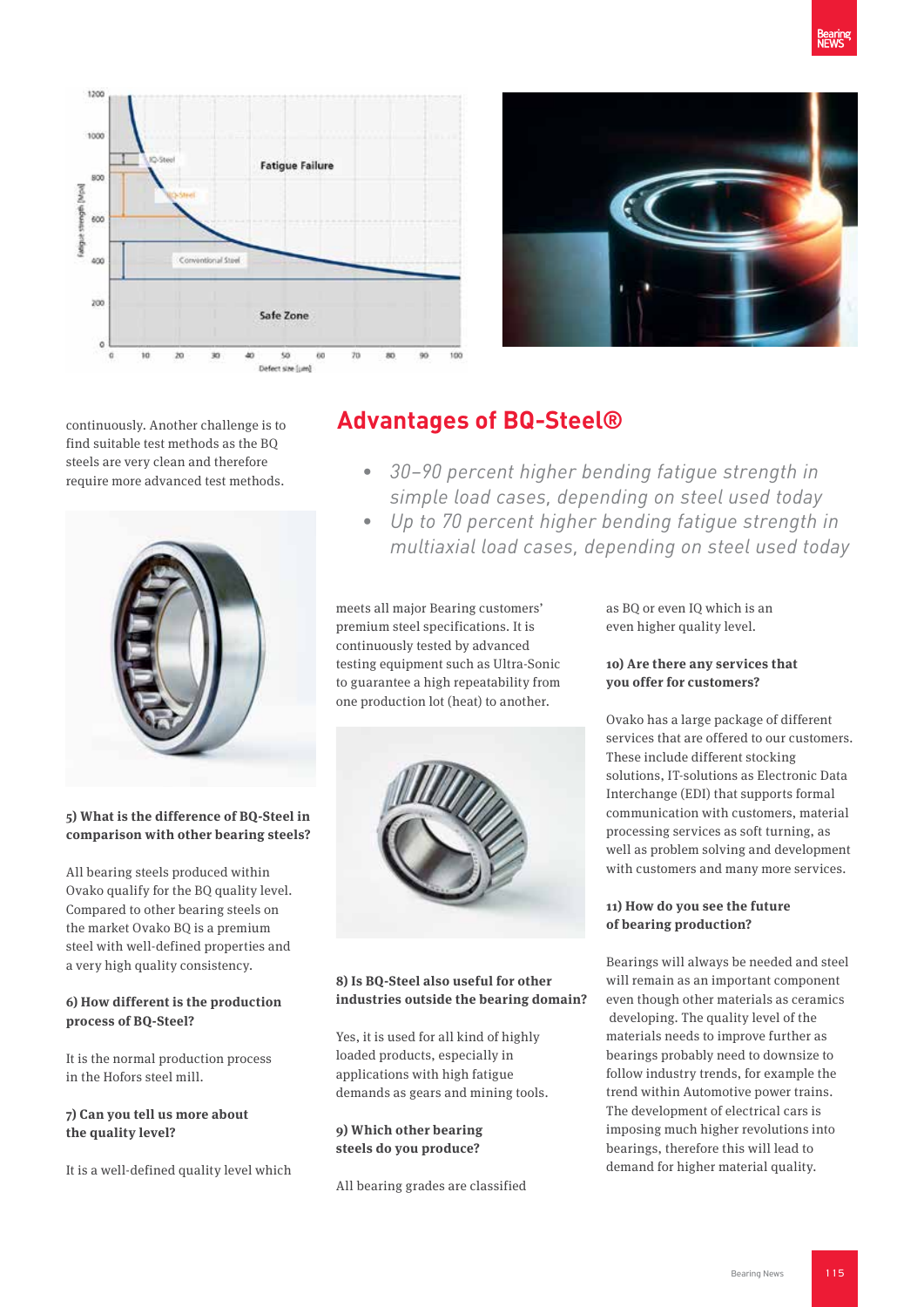1200
1000
800
600
400
200
0
Fatigue strength [Mpa]
IQ-Steel
BQ-Steel
Conventional Steel
Fatigue Failure
Safe Zone
0 10 20 30 40 50 60 70 80 90 100
Defect size [µm]

continuously. Another challenge is to find suitable test methods as the BQ steels are very clean and therefore require more advanced test methods.

**5) What is the difference of BQ-Steel in comparison with other bearing steels?**

All bearing steels produced within Ovako qualify for the BQ quality level. Compared to other bearing steels on the market Ovako BQ is a premium steel with well-defined properties and a very high quality consistency.

**6) How different is the production process of BQ-Steel?**

It is the normal production process in the Hofors steel mill.

**7) Can you tell us more about the quality level?**

It is a well-defined quality level which meets all major Bearing customers' premium steel specifications. It is continuously tested by advanced testing equipment such as Ultra-Sonic to guarantee a high repeatability from one production lot (heat) to another.

## Advantages of BQ-Steel®

- *30–90 percent higher bending fatigue strength in simple load cases, depending on steel used today*
- *Up to 70 percent higher bending fatigue strength in multiaxial load cases, depending on steel used today*

**8) Is BQ-Steel also useful for other industries outside the bearing domain?**

Yes, it is used for all kind of highly loaded products, especially in applications with high fatigue demands as gears and mining tools.

**9) Which other bearing steels do you produce?**

All bearing grades are classified as BQ or even IQ which is an even higher quality level.

**10) Are there any services that you offer for customers?**

Ovako has a large package of different services that are offered to our customers. These include different stocking solutions, IT-solutions as Electronic Data Interchange (EDI) that supports formal communication with customers, material processing services as soft turning, as well as problem solving and development with customers and many more services.

**11) How do you see the future of bearing production?**

Bearings will always be needed and steel will remain as an important component even though other materials as ceramics developing. The quality level of the materials needs to improve further as bearings probably need to downsize to follow industry trends, for example the trend within Automotive power trains. The development of electrical cars is imposing much higher revolutions into bearings, therefore this will lead to demand for higher material quality.